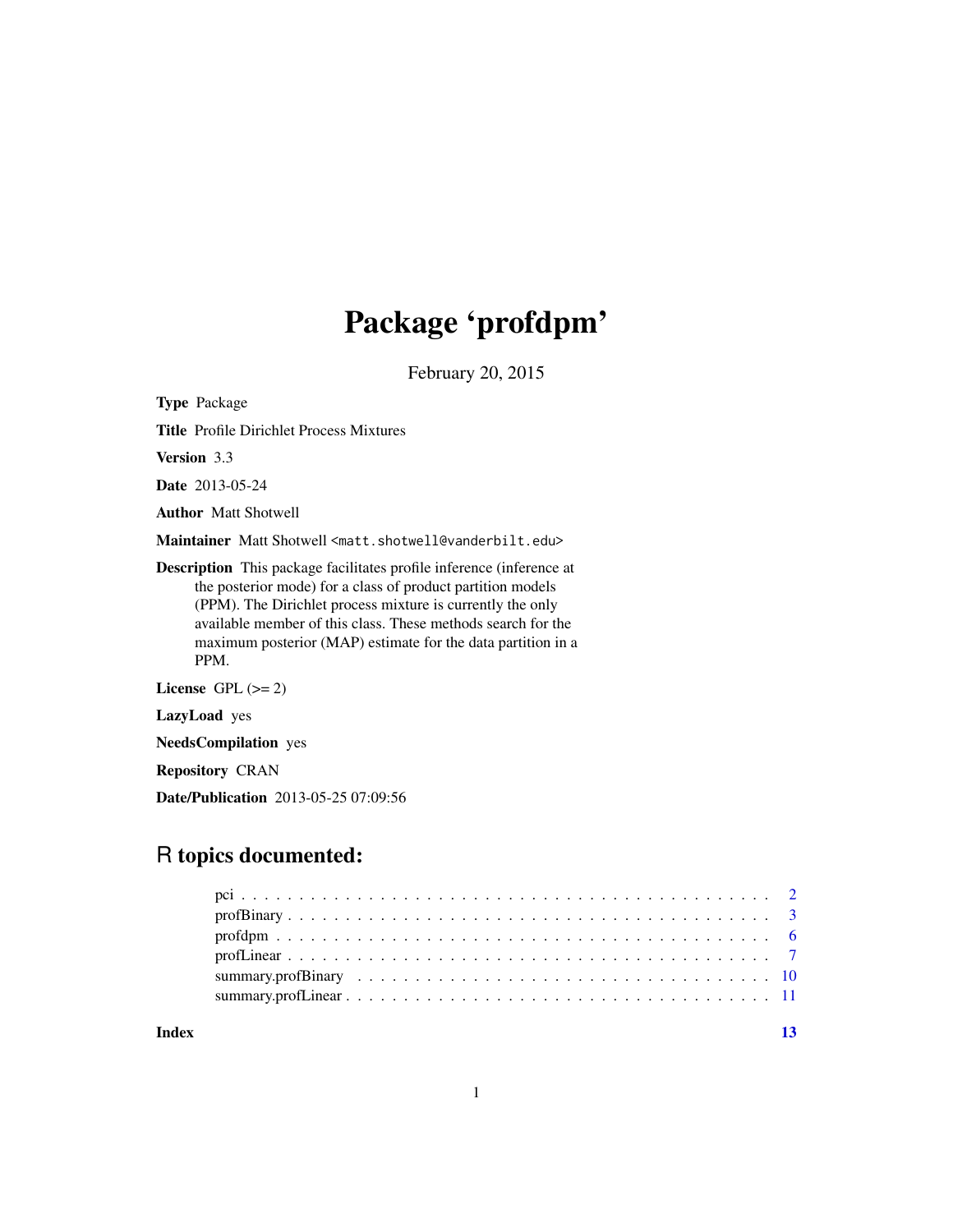# Package 'profdpm'

February 20, 2015

**Type** Package

**Title** Profile Dirichlet Process Mixtures

**Version** 3.3

**Date** 2013-05-24

**Author** Matt Shotwell

**Maintainer** Matt Shotwell <matt.shotwell@vanderbilt.edu>

**Description** This package facilitates profile inference (inference at the posterior mode) for a class of product partition models (PPM). The Dirichlet process mixture is currently the only available member of this class. These methods search for the maximum posterior (MAP) estimate for the data partition in a PPM.

**License** GPL (>= 2)

**LazyLoad** yes

**NeedsCompilation** yes

**Repository** CRAN

**Date/Publication** 2013-05-25 07:09:56

## R topics documented:

- pci . . . . . . . . . . . . . . . . . . . . . . . . . . . . . . . . . . . . . . . . . . . 2
- profBinary . . . . . . . . . . . . . . . . . . . . . . . . . . . . . . . . . . . . . . . 3
- profdpm . . . . . . . . . . . . . . . . . . . . . . . . . . . . . . . . . . . . . . . . . 6
- profLinear . . . . . . . . . . . . . . . . . . . . . . . . . . . . . . . . . . . . . . . 7
- summary.profBinary . . . . . . . . . . . . . . . . . . . . . . . . . . . . . . . . 10
- summary.profLinear . . . . . . . . . . . . . . . . . . . . . . . . . . . . . . . . 11

**Index** **13**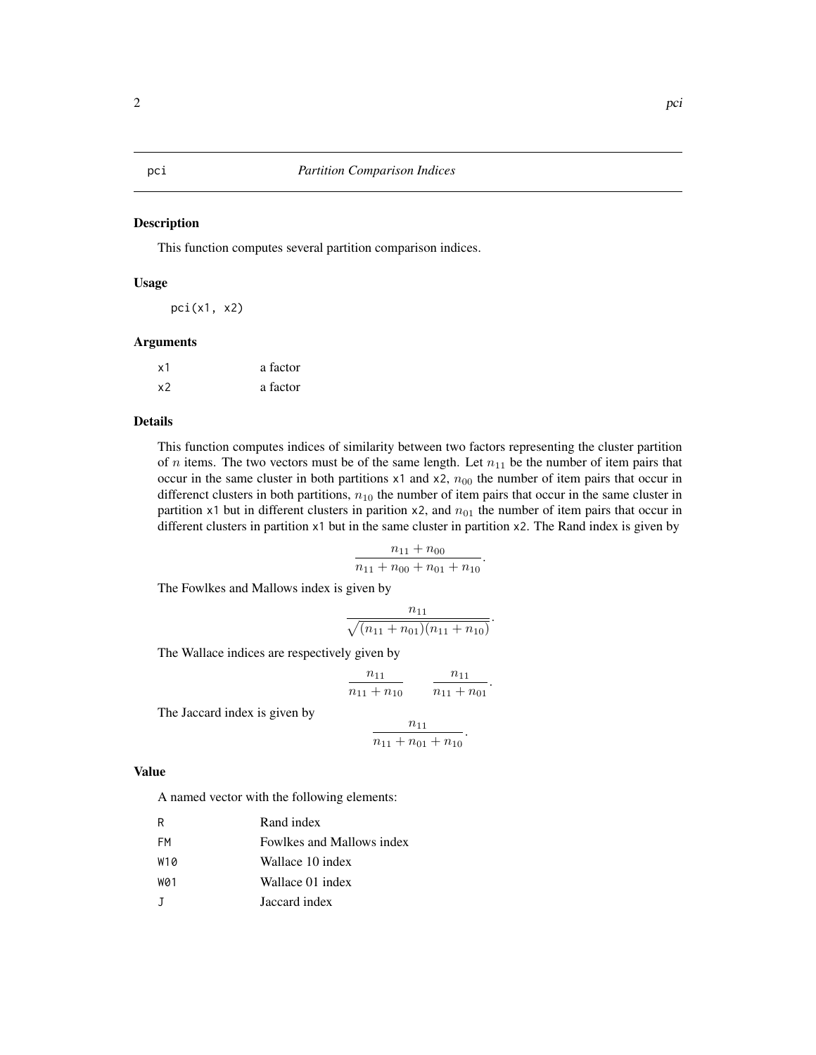# pci — Partition Comparison Indices

## Description

This function computes several partition comparison indices.

## Usage

```
pci(x1, x2)
```

## Arguments

| | |
|---|---|
| x1 | a factor |
| x2 | a factor |

## Details

This function computes indices of similarity between two factors representing the cluster partition of $n$ items. The two vectors must be of the same length. Let $n_{11}$ be the number of item pairs that occur in the same cluster in both partitions x1 and x2, $n_{00}$ the number of item pairs that occur in differenct clusters in both partitions, $n_{10}$ the number of item pairs that occur in the same cluster in partition x1 but in different clusters in parition x2, and $n_{01}$ the number of item pairs that occur in different clusters in partition x1 but in the same cluster in partition x2. The Rand index is given by

$$\frac{n_{11} + n_{00}}{n_{11} + n_{00} + n_{01} + n_{10}}.$$

The Fowlkes and Mallows index is given by

$$\frac{n_{11}}{\sqrt{(n_{11} + n_{01})(n_{11} + n_{10})}}.$$

The Wallace indices are respectively given by

$$\frac{n_{11}}{n_{11} + n_{10}} \qquad \frac{n_{11}}{n_{11} + n_{01}}.$$

The Jaccard index is given by

$$\frac{n_{11}}{n_{11} + n_{01} + n_{10}}.$$

## Value

A named vector with the following elements:

| | |
|---|---|
| R | Rand index |
| FM | Fowlkes and Mallows index |
| W10 | Wallace 10 index |
| W01 | Wallace 01 index |
| J | Jaccard index |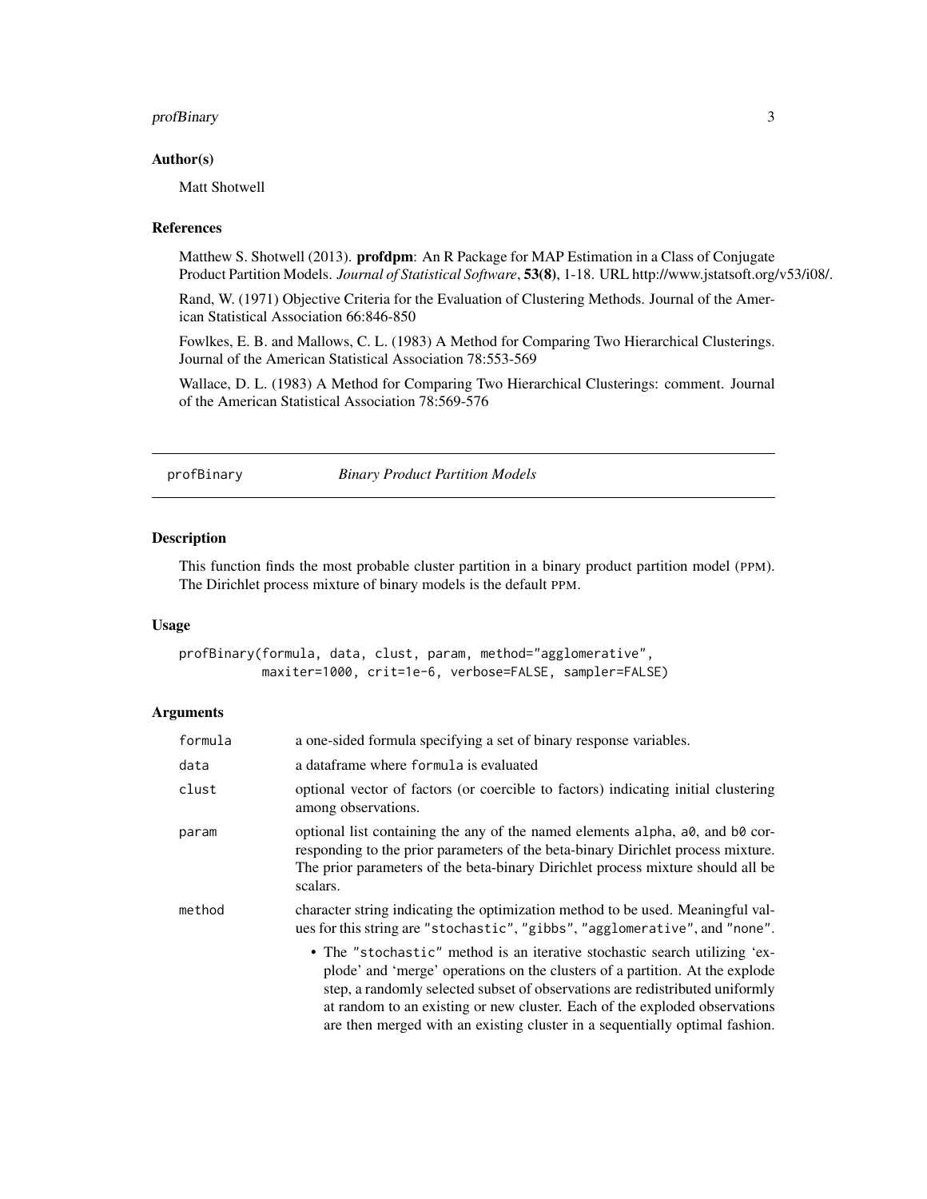## Author(s)

Matt Shotwell

## References

Matthew S. Shotwell (2013). **profdpm**: An R Package for MAP Estimation in a Class of Conjugate Product Partition Models. *Journal of Statistical Software*, **53(8)**, 1-18. URL http://www.jstatsoft.org/v53/i08/.

Rand, W. (1971) Objective Criteria for the Evaluation of Clustering Methods. Journal of the American Statistical Association 66:846-850

Fowlkes, E. B. and Mallows, C. L. (1983) A Method for Comparing Two Hierarchical Clusterings. Journal of the American Statistical Association 78:553-569

Wallace, D. L. (1983) A Method for Comparing Two Hierarchical Clusterings: comment. Journal of the American Statistical Association 78:569-576

---

# profBinary — *Binary Product Partition Models*

## Description

This function finds the most probable cluster partition in a binary product partition model (PPM). The Dirichlet process mixture of binary models is the default PPM.

## Usage

```
profBinary(formula, data, clust, param, method="agglomerative",
           maxiter=1000, crit=1e-6, verbose=FALSE, sampler=FALSE)
```

## Arguments

| | |
|---|---|
| `formula` | a one-sided formula specifying a set of binary response variables. |
| `data` | a dataframe where `formula` is evaluated |
| `clust` | optional vector of factors (or coercible to factors) indicating initial clustering among observations. |
| `param` | optional list containing the any of the named elements `alpha`, `a0`, and `b0` corresponding to the prior parameters of the beta-binary Dirichlet process mixture. The prior parameters of the beta-binary Dirichlet process mixture should all be scalars. |
| `method` | character string indicating the optimization method to be used. Meaningful values for this string are `"stochastic"`, `"gibbs"`, `"agglomerative"`, and `"none"`. |

- The `"stochastic"` method is an iterative stochastic search utilizing 'explode' and 'merge' operations on the clusters of a partition. At the explode step, a randomly selected subset of observations are redistributed uniformly at random to an existing or new cluster. Each of the exploded observations are then merged with an existing cluster in a sequentially optimal fashion.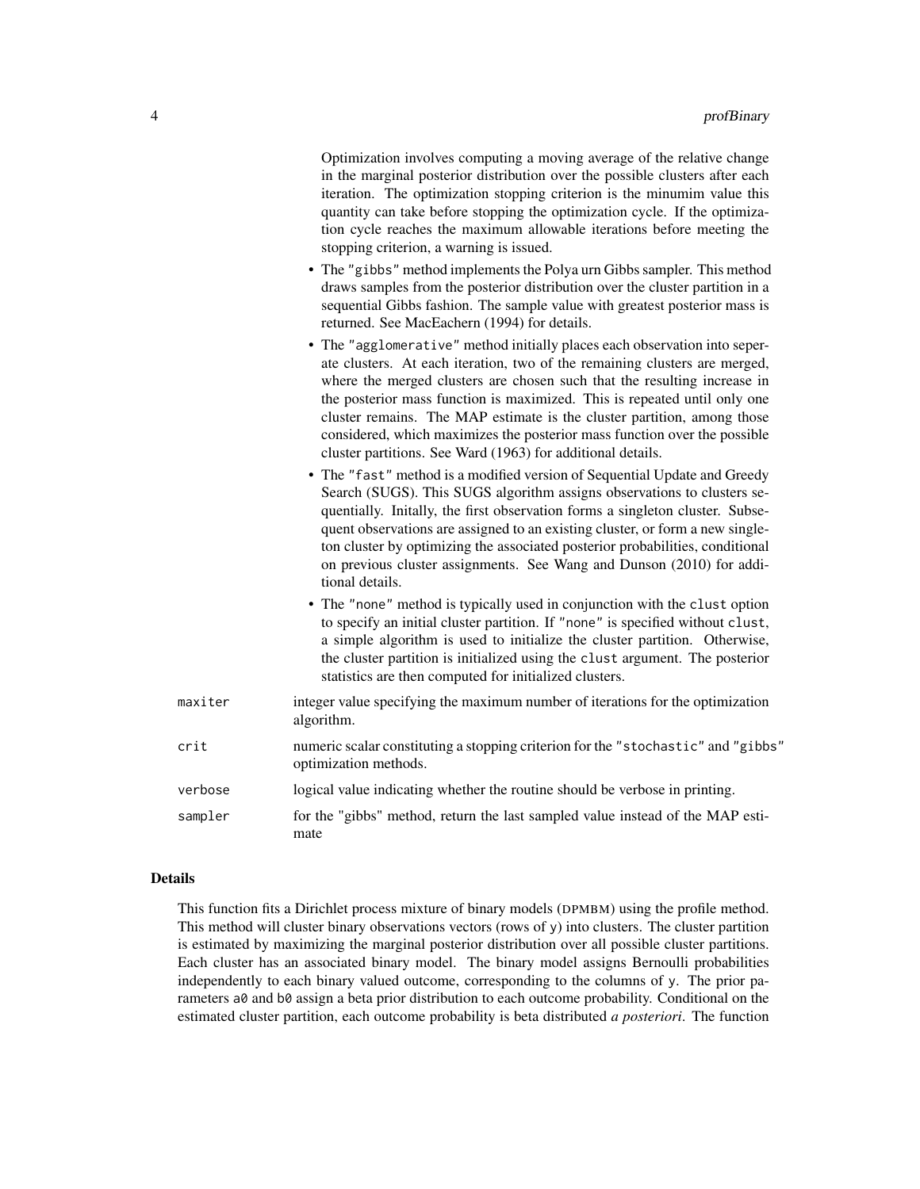Optimization involves computing a moving average of the relative change in the marginal posterior distribution over the possible clusters after each iteration. The optimization stopping criterion is the minumim value this quantity can take before stopping the optimization cycle. If the optimization cycle reaches the maximum allowable iterations before meeting the stopping criterion, a warning is issued.

- The `"gibbs"` method implements the Polya urn Gibbs sampler. This method draws samples from the posterior distribution over the cluster partition in a sequential Gibbs fashion. The sample value with greatest posterior mass is returned. See MacEachern (1994) for details.
- The `"agglomerative"` method initially places each observation into seperate clusters. At each iteration, two of the remaining clusters are merged, where the merged clusters are chosen such that the resulting increase in the posterior mass function is maximized. This is repeated until only one cluster remains. The MAP estimate is the cluster partition, among those considered, which maximizes the posterior mass function over the possible cluster partitions. See Ward (1963) for additional details.
- The `"fast"` method is a modified version of Sequential Update and Greedy Search (SUGS). This SUGS algorithm assigns observations to clusters sequentially. Initally, the first observation forms a singleton cluster. Subsequent observations are assigned to an existing cluster, or form a new singleton cluster by optimizing the associated posterior probabilities, conditional on previous cluster assignments. See Wang and Dunson (2010) for additional details.
- The `"none"` method is typically used in conjunction with the `clust` option to specify an initial cluster partition. If `"none"` is specified without `clust`, a simple algorithm is used to initialize the cluster partition. Otherwise, the cluster partition is initialized using the `clust` argument. The posterior statistics are then computed for initialized clusters.

`maxiter` integer value specifying the maximum number of iterations for the optimization algorithm.

`crit` numeric scalar constituting a stopping criterion for the `"stochastic"` and `"gibbs"` optimization methods.

`verbose` logical value indicating whether the routine should be verbose in printing.

`sampler` for the "gibbs" method, return the last sampled value instead of the MAP estimate

## Details

This function fits a Dirichlet process mixture of binary models (DPMBM) using the profile method. This method will cluster binary observations vectors (rows of `y`) into clusters. The cluster partition is estimated by maximizing the marginal posterior distribution over all possible cluster partitions. Each cluster has an associated binary model. The binary model assigns Bernoulli probabilities independently to each binary valued outcome, corresponding to the columns of `y`. The prior parameters `a0` and `b0` assign a beta prior distribution to each outcome probability. Conditional on the estimated cluster partition, each outcome probability is beta distributed *a posteriori*. The function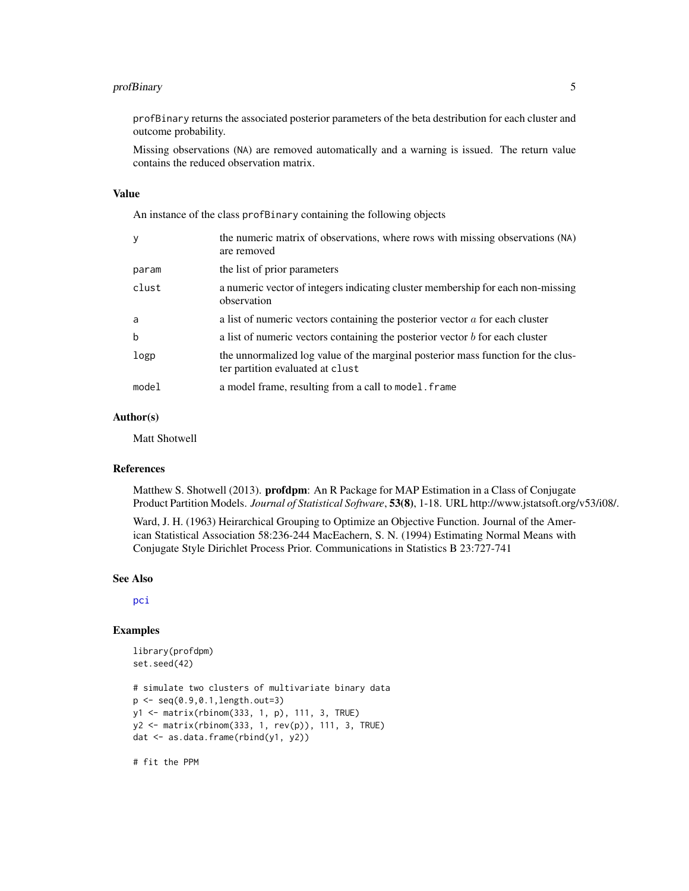profBinary returns the associated posterior parameters of the beta destribution for each cluster and outcome probability.

Missing observations (NA) are removed automatically and a warning is issued. The return value contains the reduced observation matrix.

### Value

An instance of the class profBinary containing the following objects

| | |
|---|---|
| y | the numeric matrix of observations, where rows with missing observations (NA) are removed |
| param | the list of prior parameters |
| clust | a numeric vector of integers indicating cluster membership for each non-missing observation |
| a | a list of numeric vectors containing the posterior vector $a$ for each cluster |
| b | a list of numeric vectors containing the posterior vector $b$ for each cluster |
| logp | the unnormalized log value of the marginal posterior mass function for the cluster partition evaluated at clust |
| model | a model frame, resulting from a call to model.frame |

### Author(s)

Matt Shotwell

### References

Matthew S. Shotwell (2013). **profdpm**: An R Package for MAP Estimation in a Class of Conjugate Product Partition Models. *Journal of Statistical Software*, **53(8)**, 1-18. URL http://www.jstatsoft.org/v53/i08/.

Ward, J. H. (1963) Heirarchical Grouping to Optimize an Objective Function. Journal of the American Statistical Association 58:236-244 MacEachern, S. N. (1994) Estimating Normal Means with Conjugate Style Dirichlet Process Prior. Communications in Statistics B 23:727-741

### See Also

pci

### Examples

```
library(profdpm)
set.seed(42)

# simulate two clusters of multivariate binary data
p <- seq(0.9,0.1,length.out=3)
y1 <- matrix(rbinom(333, 1, p), 111, 3, TRUE)
y2 <- matrix(rbinom(333, 1, rev(p)), 111, 3, TRUE)
dat <- as.data.frame(rbind(y1, y2))

# fit the PPM
```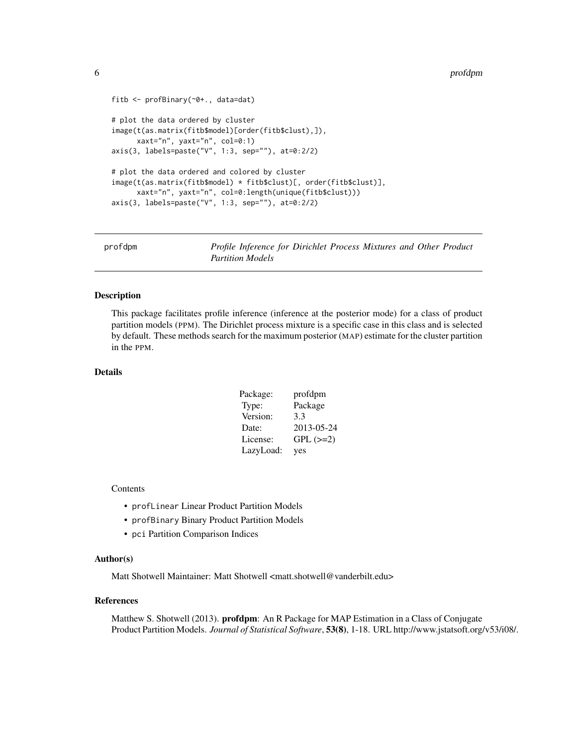```
fitb <- profBinary(~0+., data=dat)

# plot the data ordered by cluster
image(t(as.matrix(fitb$model)[order(fitb$clust),]),
      xaxt="n", yaxt="n", col=0:1)
axis(3, labels=paste("V", 1:3, sep=""), at=0:2/2)

# plot the data ordered and colored by cluster
image(t(as.matrix(fitb$model) * fitb$clust)[, order(fitb$clust)],
      xaxt="n", yaxt="n", col=0:length(unique(fitb$clust)))
axis(3, labels=paste("V", 1:3, sep=""), at=0:2/2)
```

## profdpm — *Profile Inference for Dirichlet Process Mixtures and Other Product Partition Models*

### Description

This package facilitates profile inference (inference at the posterior mode) for a class of product partition models (PPM). The Dirichlet process mixture is a specific case in this class and is selected by default. These methods search for the maximum posterior (MAP) estimate for the cluster partition in the PPM.

### Details

| | |
|---|---|
| Package: | profdpm |
| Type: | Package |
| Version: | 3.3 |
| Date: | 2013-05-24 |
| License: | GPL (>=2) |
| LazyLoad: | yes |

Contents

- `profLinear` Linear Product Partition Models
- `profBinary` Binary Product Partition Models
- `pci` Partition Comparison Indices

### Author(s)

Matt Shotwell Maintainer: Matt Shotwell <matt.shotwell@vanderbilt.edu>

### References

Matthew S. Shotwell (2013). **profdpm**: An R Package for MAP Estimation in a Class of Conjugate Product Partition Models. *Journal of Statistical Software*, **53(8)**, 1-18. URL http://www.jstatsoft.org/v53/i08/.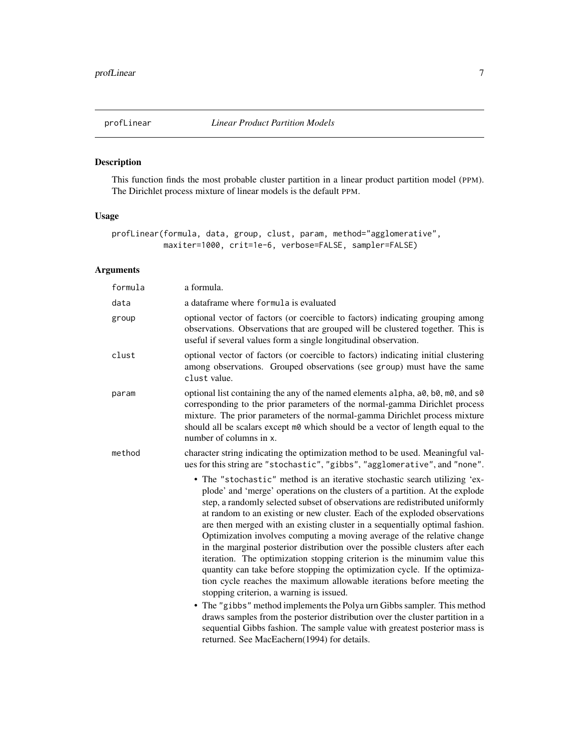profLinear *Linear Product Partition Models*

## Description

This function finds the most probable cluster partition in a linear product partition model (PPM). The Dirichlet process mixture of linear models is the default PPM.

## Usage

```
profLinear(formula, data, group, clust, param, method="agglomerative",
          maxiter=1000, crit=1e-6, verbose=FALSE, sampler=FALSE)
```

## Arguments

| | |
|---|---|
| formula | a formula. |
| data | a dataframe where formula is evaluated |
| group | optional vector of factors (or coercible to factors) indicating grouping among observations. Observations that are grouped will be clustered together. This is useful if several values form a single longitudinal observation. |
| clust | optional vector of factors (or coercible to factors) indicating initial clustering among observations. Grouped observations (see group) must have the same clust value. |
| param | optional list containing the any of the named elements alpha, a0, b0, m0, and s0 corresponding to the prior parameters of the normal-gamma Dirichlet process mixture. The prior parameters of the normal-gamma Dirichlet process mixture should all be scalars except m0 which should be a vector of length equal to the number of columns in x. |
| method | character string indicating the optimization method to be used. Meaningful values for this string are "stochastic", "gibbs", "agglomerative", and "none". |

- The "stochastic" method is an iterative stochastic search utilizing 'explode' and 'merge' operations on the clusters of a partition. At the explode step, a randomly selected subset of observations are redistributed uniformly at random to an existing or new cluster. Each of the exploded observations are then merged with an existing cluster in a sequentially optimal fashion. Optimization involves computing a moving average of the relative change in the marginal posterior distribution over the possible clusters after each iteration. The optimization stopping criterion is the minumim value this quantity can take before stopping the optimization cycle. If the optimization cycle reaches the maximum allowable iterations before meeting the stopping criterion, a warning is issued.
- The "gibbs" method implements the Polya urn Gibbs sampler. This method draws samples from the posterior distribution over the cluster partition in a sequential Gibbs fashion. The sample value with greatest posterior mass is returned. See MacEachern(1994) for details.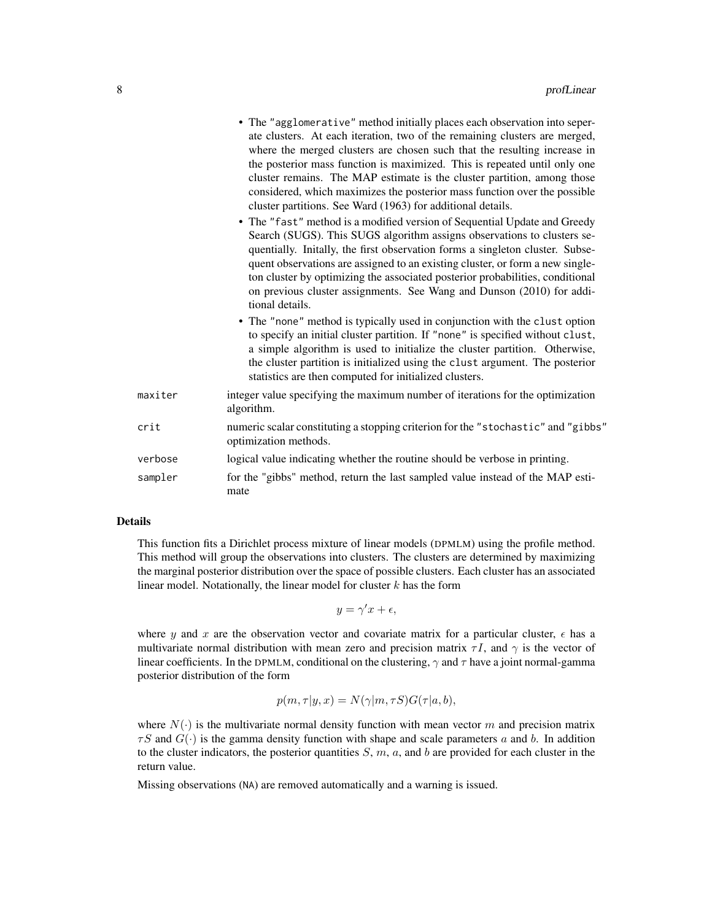- The "agglomerative" method initially places each observation into seperate clusters. At each iteration, two of the remaining clusters are merged, where the merged clusters are chosen such that the resulting increase in the posterior mass function is maximized. This is repeated until only one cluster remains. The MAP estimate is the cluster partition, among those considered, which maximizes the posterior mass function over the possible cluster partitions. See Ward (1963) for additional details.
- The "fast" method is a modified version of Sequential Update and Greedy Search (SUGS). This SUGS algorithm assigns observations to clusters sequentially. Initally, the first observation forms a singleton cluster. Subsequent observations are assigned to an existing cluster, or form a new singleton cluster by optimizing the associated posterior probabilities, conditional on previous cluster assignments. See Wang and Dunson (2010) for additional details.
- The "none" method is typically used in conjunction with the `clust` option to specify an initial cluster partition. If "none" is specified without `clust`, a simple algorithm is used to initialize the cluster partition. Otherwise, the cluster partition is initialized using the `clust` argument. The posterior statistics are then computed for initialized clusters.

`maxiter` integer value specifying the maximum number of iterations for the optimization algorithm.

`crit` numeric scalar constituting a stopping criterion for the "stochastic" and "gibbs" optimization methods.

`verbose` logical value indicating whether the routine should be verbose in printing.

`sampler` for the "gibbs" method, return the last sampled value instead of the MAP estimate

## Details

This function fits a Dirichlet process mixture of linear models (DPMLM) using the profile method. This method will group the observations into clusters. The clusters are determined by maximizing the marginal posterior distribution over the space of possible clusters. Each cluster has an associated linear model. Notationally, the linear model for cluster $k$ has the form

$$y = \gamma' x + \epsilon,$$

where $y$ and $x$ are the observation vector and covariate matrix for a particular cluster, $\epsilon$ has a multivariate normal distribution with mean zero and precision matrix $\tau I$, and $\gamma$ is the vector of linear coefficients. In the DPMLM, conditional on the clustering, $\gamma$ and $\tau$ have a joint normal-gamma posterior distribution of the form

$$p(m, \tau | y, x) = N(\gamma | m, \tau S) G(\tau | a, b),$$

where $N(\cdot)$ is the multivariate normal density function with mean vector $m$ and precision matrix $\tau S$ and $G(\cdot)$ is the gamma density function with shape and scale parameters $a$ and $b$. In addition to the cluster indicators, the posterior quantities $S$, $m$, $a$, and $b$ are provided for each cluster in the return value.

Missing observations (`NA`) are removed automatically and a warning is issued.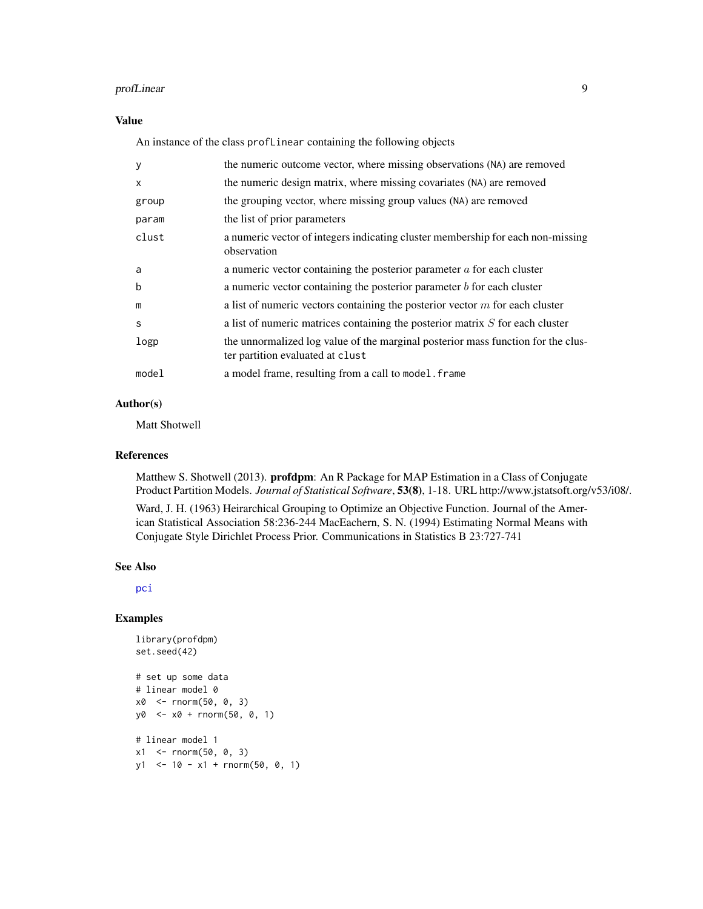### Value

An instance of the class `profLinear` containing the following objects

| | |
|---|---|
| `y` | the numeric outcome vector, where missing observations (`NA`) are removed |
| `x` | the numeric design matrix, where missing covariates (`NA`) are removed |
| `group` | the grouping vector, where missing group values (`NA`) are removed |
| `param` | the list of prior parameters |
| `clust` | a numeric vector of integers indicating cluster membership for each non-missing observation |
| `a` | a numeric vector containing the posterior parameter $a$ for each cluster |
| `b` | a numeric vector containing the posterior parameter $b$ for each cluster |
| `m` | a list of numeric vectors containing the posterior vector $m$ for each cluster |
| `s` | a list of numeric matrices containing the posterior matrix $S$ for each cluster |
| `logp` | the unnormalized log value of the marginal posterior mass function for the cluster partition evaluated at `clust` |
| `model` | a model frame, resulting from a call to `model.frame` |

### Author(s)

Matt Shotwell

### References

Matthew S. Shotwell (2013). **profdpm**: An R Package for MAP Estimation in a Class of Conjugate Product Partition Models. *Journal of Statistical Software*, **53(8)**, 1-18. URL http://www.jstatsoft.org/v53/i08/.

Ward, J. H. (1963) Heirarchical Grouping to Optimize an Objective Function. Journal of the American Statistical Association 58:236-244 MacEachern, S. N. (1994) Estimating Normal Means with Conjugate Style Dirichlet Process Prior. Communications in Statistics B 23:727-741

### See Also

pci

### Examples

```
library(profdpm)
set.seed(42)

# set up some data
# linear model 0
x0  <- rnorm(50, 0, 3)
y0  <- x0 + rnorm(50, 0, 1)

# linear model 1
x1  <- rnorm(50, 0, 3)
y1  <- 10 - x1 + rnorm(50, 0, 1)
```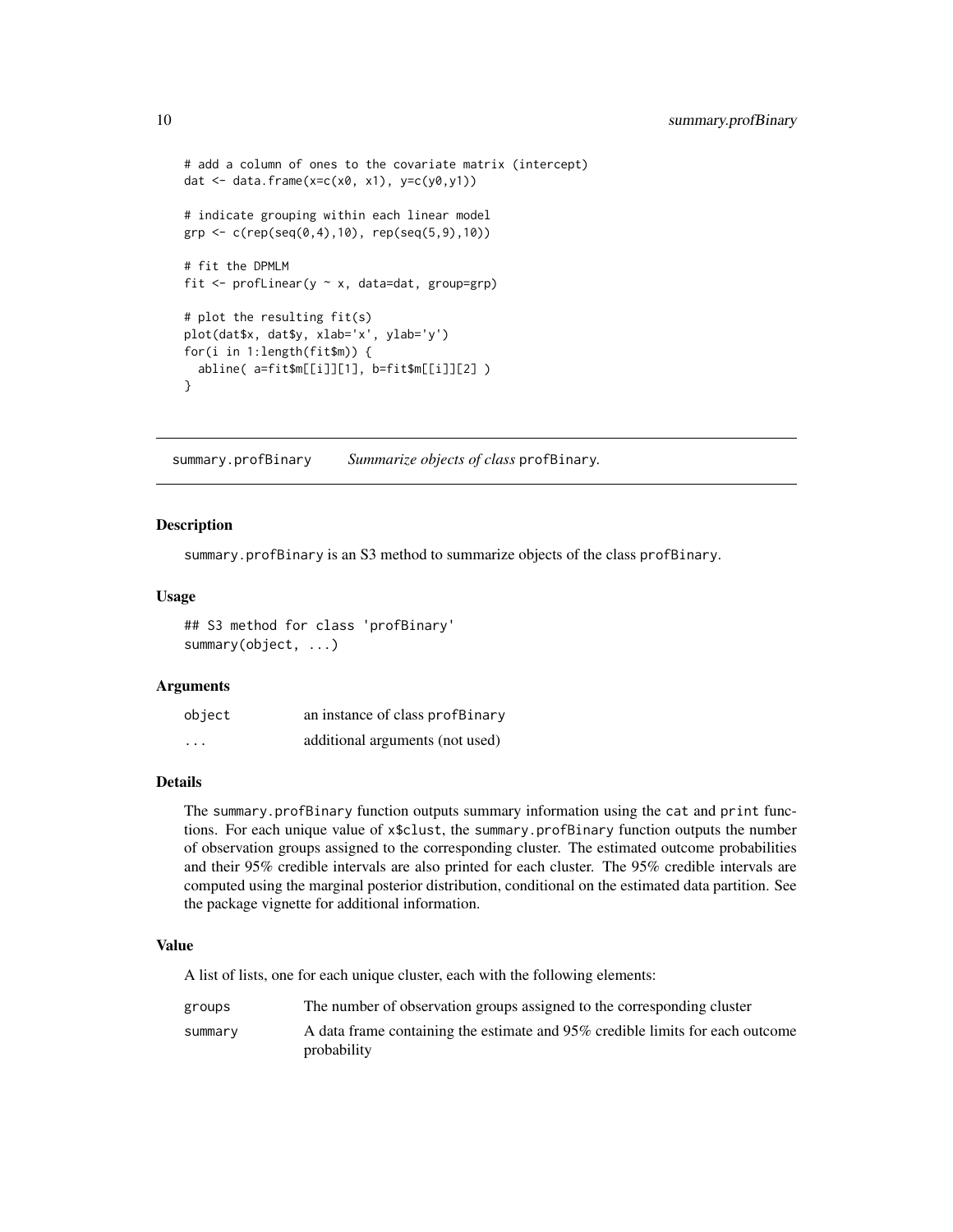```
# add a column of ones to the covariate matrix (intercept)
dat <- data.frame(x=c(x0, x1), y=c(y0,y1))

# indicate grouping within each linear model
grp <- c(rep(seq(0,4),10), rep(seq(5,9),10))

# fit the DPMLM
fit <- profLinear(y ~ x, data=dat, group=grp)

# plot the resulting fit(s)
plot(dat$x, dat$y, xlab='x', ylab='y')
for(i in 1:length(fit$m)) {
  abline( a=fit$m[[i]][1], b=fit$m[[i]][2] )
}
```

---

## summary.profBinary — *Summarize objects of class* `profBinary`.

### Description

`summary.profBinary` is an S3 method to summarize objects of the class `profBinary`.

### Usage

```
## S3 method for class 'profBinary'
summary(object, ...)
```

### Arguments

| | |
|---|---|
| `object` | an instance of class `profBinary` |
| `...` | additional arguments (not used) |

### Details

The `summary.profBinary` function outputs summary information using the `cat` and `print` functions. For each unique value of `x$clust`, the `summary.profBinary` function outputs the number of observation groups assigned to the corresponding cluster. The estimated outcome probabilities and their 95% credible intervals are also printed for each cluster. The 95% credible intervals are computed using the marginal posterior distribution, conditional on the estimated data partition. See the package vignette for additional information.

### Value

A list of lists, one for each unique cluster, each with the following elements:

| | |
|---|---|
| `groups` | The number of observation groups assigned to the corresponding cluster |
| `summary` | A data frame containing the estimate and 95% credible limits for each outcome probability |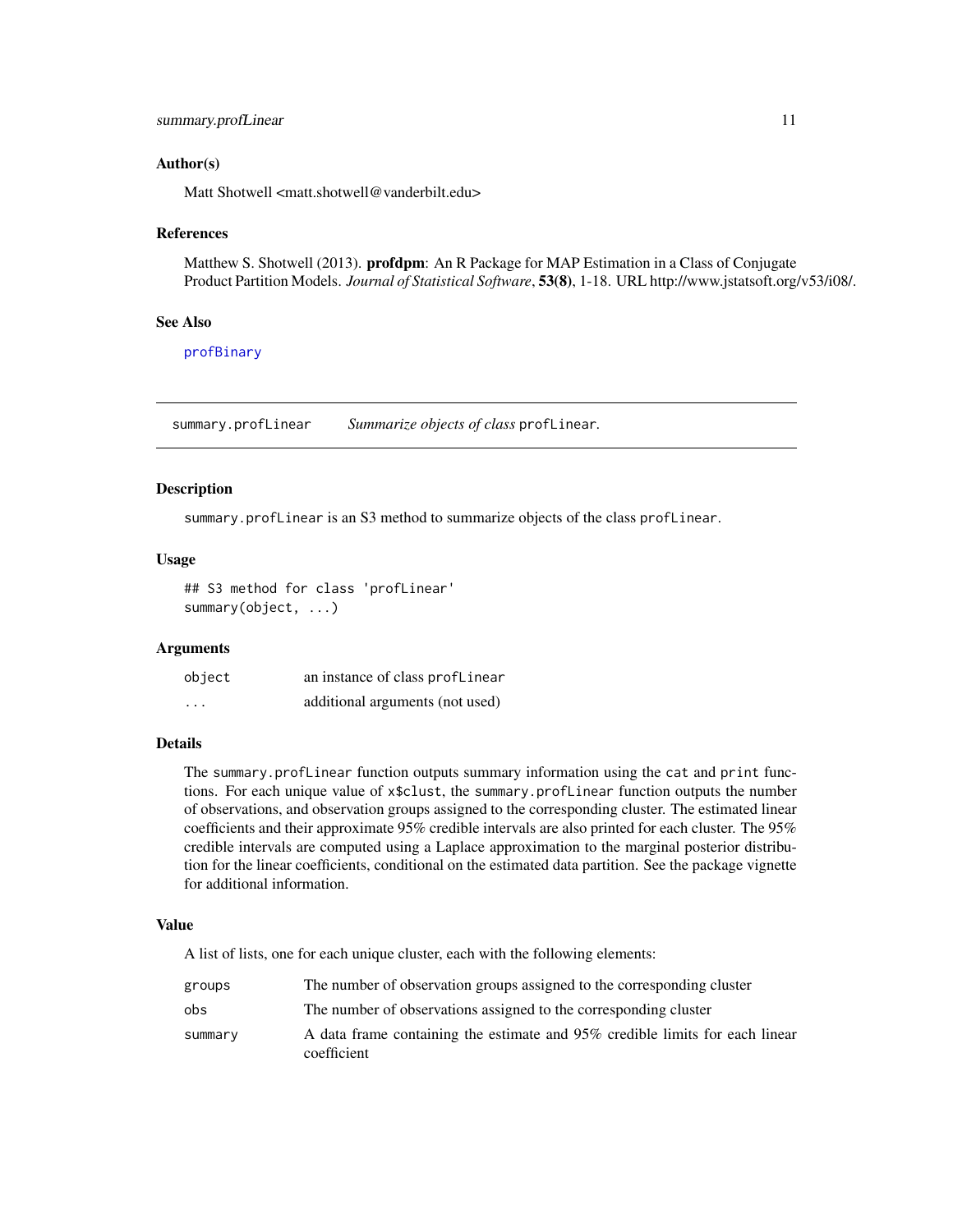### Author(s)

Matt Shotwell <matt.shotwell@vanderbilt.edu>

### References

Matthew S. Shotwell (2013). **profdpm**: An R Package for MAP Estimation in a Class of Conjugate Product Partition Models. *Journal of Statistical Software*, **53(8)**, 1-18. URL http://www.jstatsoft.org/v53/i08/.

### See Also

`profBinary`

---

## summary.profLinear — *Summarize objects of class* `profLinear`.

### Description

`summary.profLinear` is an S3 method to summarize objects of the class `profLinear`.

### Usage

```
## S3 method for class 'profLinear'
summary(object, ...)
```

### Arguments

| | |
|---|---|
| `object` | an instance of class `profLinear` |
| `...` | additional arguments (not used) |

### Details

The `summary.profLinear` function outputs summary information using the `cat` and `print` functions. For each unique value of `x$clust`, the `summary.profLinear` function outputs the number of observations, and observation groups assigned to the corresponding cluster. The estimated linear coefficients and their approximate 95% credible intervals are also printed for each cluster. The 95% credible intervals are computed using a Laplace approximation to the marginal posterior distribution for the linear coefficients, conditional on the estimated data partition. See the package vignette for additional information.

### Value

A list of lists, one for each unique cluster, each with the following elements:

| | |
|---|---|
| `groups` | The number of observation groups assigned to the corresponding cluster |
| `obs` | The number of observations assigned to the corresponding cluster |
| `summary` | A data frame containing the estimate and 95% credible limits for each linear coefficient |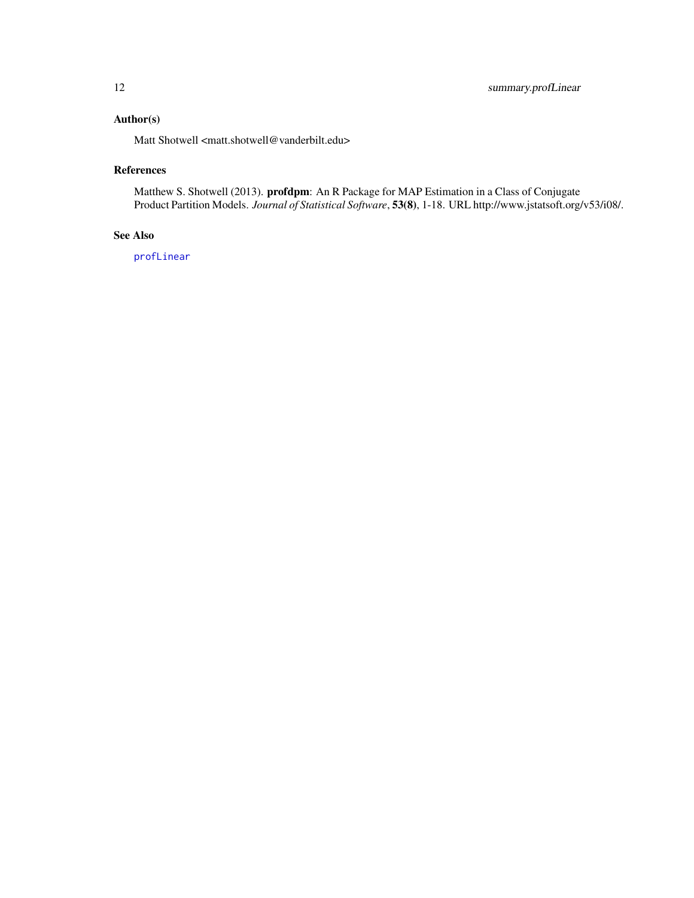## Author(s)

Matt Shotwell <matt.shotwell@vanderbilt.edu>

## References

Matthew S. Shotwell (2013). **profdpm**: An R Package for MAP Estimation in a Class of Conjugate Product Partition Models. *Journal of Statistical Software*, **53(8)**, 1-18. URL http://www.jstatsoft.org/v53/i08/.

## See Also

`profLinear`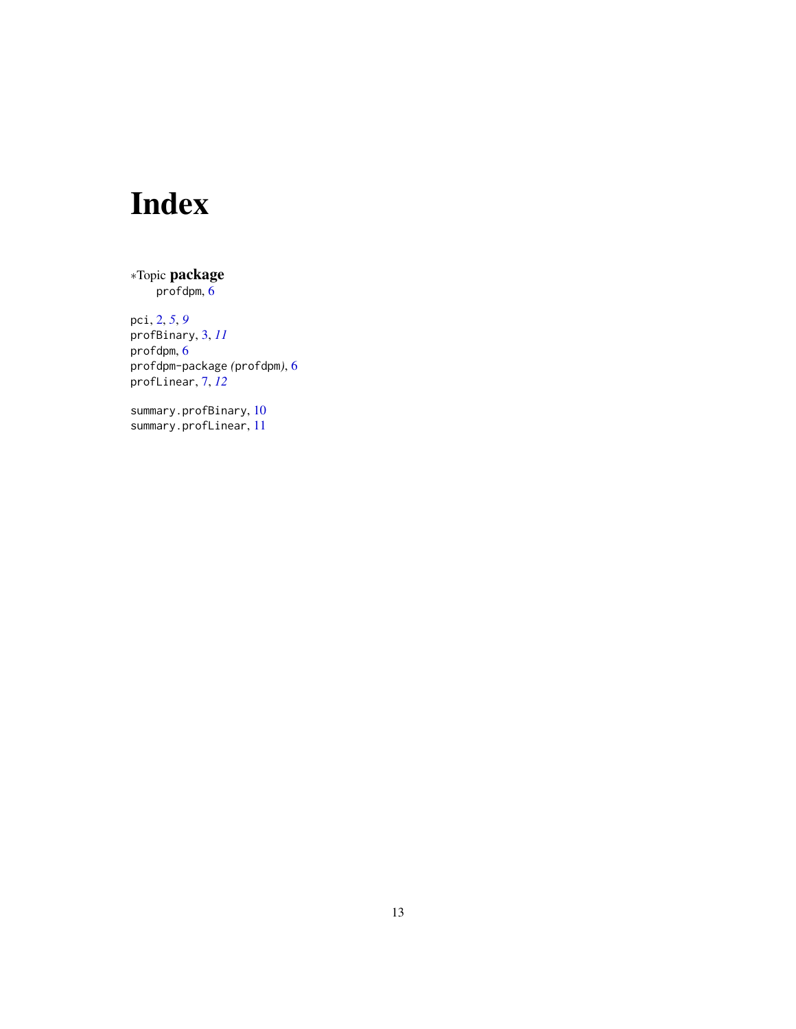# Index

*Topic **package**
    profdpm, 6

pci, 2, *5*, *9*
profBinary, 3, *11*
profdpm, 6
profdpm-package *(*profdpm*)*, 6
profLinear, 7, *12*

summary.profBinary, 10
summary.profLinear, 11